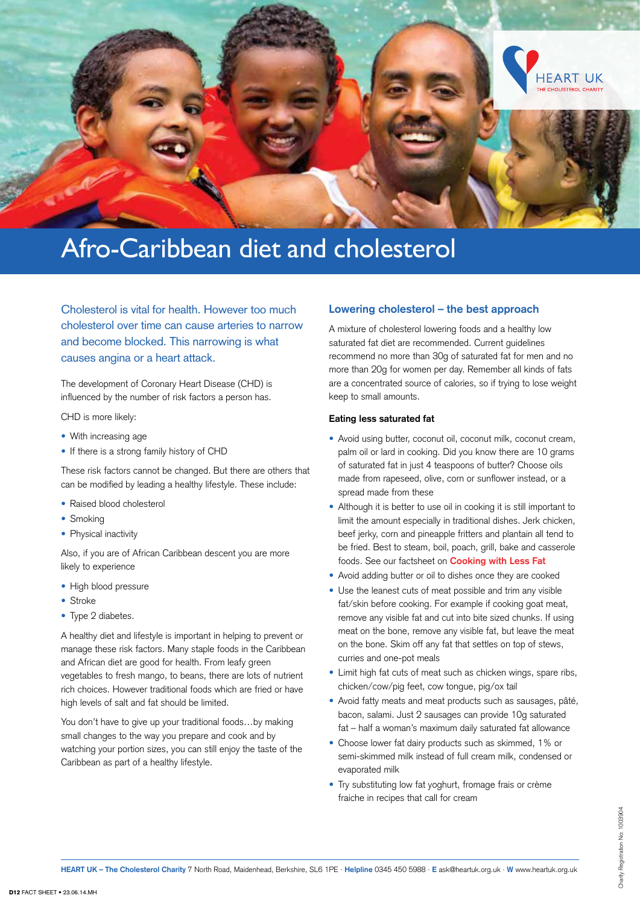HEART UK
THE CHOLESTEROL CHARITY

# Afro-Caribbean diet and cholesterol

Cholesterol is vital for health. However too much cholesterol over time can cause arteries to narrow and become blocked. This narrowing is what causes angina or a heart attack.

The development of Coronary Heart Disease (CHD) is influenced by the number of risk factors a person has.

CHD is more likely:

- With increasing age
- If there is a strong family history of CHD

These risk factors cannot be changed. But there are others that can be modified by leading a healthy lifestyle. These include:

- Raised blood cholesterol
- Smoking
- Physical inactivity

Also, if you are of African Caribbean descent you are more likely to experience

- High blood pressure
- Stroke
- Type 2 diabetes.

A healthy diet and lifestyle is important in helping to prevent or manage these risk factors. Many staple foods in the Caribbean and African diet are good for health. From leafy green vegetables to fresh mango, to beans, there are lots of nutrient rich choices. However traditional foods which are fried or have high levels of salt and fat should be limited.

You don't have to give up your traditional foods…by making small changes to the way you prepare and cook and by watching your portion sizes, you can still enjoy the taste of the Caribbean as part of a healthy lifestyle.

## Lowering cholesterol – the best approach

A mixture of cholesterol lowering foods and a healthy low saturated fat diet are recommended. Current guidelines recommend no more than 30g of saturated fat for men and no more than 20g for women per day. Remember all kinds of fats are a concentrated source of calories, so if trying to lose weight keep to small amounts.

### Eating less saturated fat

- Avoid using butter, coconut oil, coconut milk, coconut cream, palm oil or lard in cooking. Did you know there are 10 grams of saturated fat in just 4 teaspoons of butter? Choose oils made from rapeseed, olive, corn or sunflower instead, or a spread made from these
- Although it is better to use oil in cooking it is still important to limit the amount especially in traditional dishes. Jerk chicken, beef jerky, corn and pineapple fritters and plantain all tend to be fried. Best to steam, boil, poach, grill, bake and casserole foods. See our factsheet on **Cooking with Less Fat**
- Avoid adding butter or oil to dishes once they are cooked
- Use the leanest cuts of meat possible and trim any visible fat/skin before cooking. For example if cooking goat meat, remove any visible fat and cut into bite sized chunks. If using meat on the bone, remove any visible fat, but leave the meat on the bone. Skim off any fat that settles on top of stews, curries and one-pot meals
- Limit high fat cuts of meat such as chicken wings, spare ribs, chicken/cow/pig feet, cow tongue, pig/ox tail
- Avoid fatty meats and meat products such as sausages, pâté, bacon, salami. Just 2 sausages can provide 10g saturated fat – half a woman's maximum daily saturated fat allowance
- Choose lower fat dairy products such as skimmed, 1% or semi-skimmed milk instead of full cream milk, condensed or evaporated milk
- Try substituting low fat yoghurt, fromage frais or crème fraiche in recipes that call for cream

**HEART UK – The Cholesterol Charity** 7 North Road, Maidenhead, Berkshire, SL6 1PE · **Helpline** 0345 450 5988 · **E** ask@heartuk.org.uk · **W** www.heartuk.org.uk

Charity Registration No: 1003904

D12 FACT SHEET • 23.06.14.MH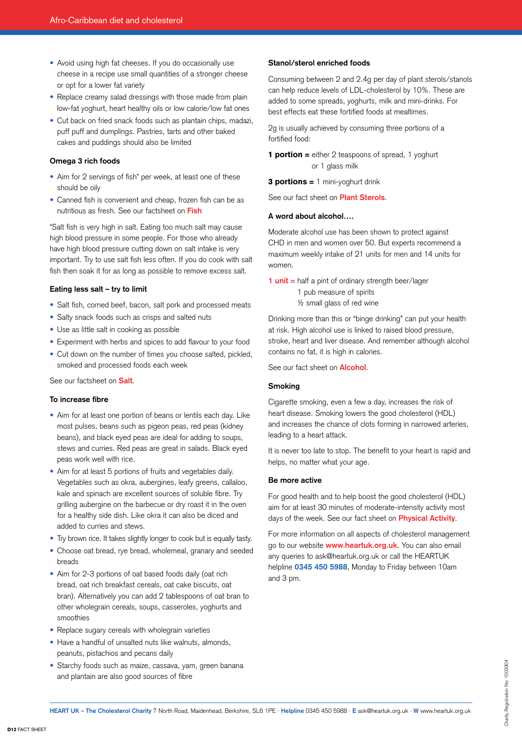- Avoid using high fat cheeses. If you do occasionally use cheese in a recipe use small quantities of a stronger cheese or opt for a lower fat variety
- Replace creamy salad dressings with those made from plain low-fat yoghurt, heart healthy oils or low calorie/low fat ones
- Cut back on fried snack foods such as plantain chips, madazi, puff puff and dumplings. Pastries, tarts and other baked cakes and puddings should also be limited

### Omega 3 rich foods

- Aim for 2 servings of fish* per week, at least one of these should be oily
- Canned fish is convenient and cheap, frozen fish can be as nutritious as fresh. See our factsheet on **Fish**

*Salt fish is very high in salt. Eating too much salt may cause high blood pressure in some people. For those who already have high blood pressure cutting down on salt intake is very important. Try to use salt fish less often. If you do cook with salt fish then soak it for as long as possible to remove excess salt.

### Eating less salt – try to limit

- Salt fish, corned beef, bacon, salt pork and processed meats
- Salty snack foods such as crisps and salted nuts
- Use as little salt in cooking as possible
- Experiment with herbs and spices to add flavour to your food
- Cut down on the number of times you choose salted, pickled, smoked and processed foods each week

See our factsheet on **Salt**.

### To increase fibre

- Aim for at least one portion of beans or lentils each day. Like most pulses, beans such as pigeon peas, red peas (kidney beans), and black eyed peas are ideal for adding to soups, stews and curries. Red peas are great in salads. Black eyed peas work well with rice.
- Aim for at least 5 portions of fruits and vegetables daily. Vegetables such as okra, aubergines, leafy greens, callaloo, kale and spinach are excellent sources of soluble fibre. Try grilling aubergine on the barbecue or dry roast it in the oven for a healthy side dish. Like okra it can also be diced and added to curries and stews.
- Try brown rice. It takes slightly longer to cook but is equally tasty.
- Choose oat bread, rye bread, wholemeal, granary and seeded breads
- Aim for 2-3 portions of oat based foods daily (oat rich bread, oat rich breakfast cereals, oat cake biscuits, oat bran). Alternatively you can add 2 tablespoons of oat bran to other wholegrain cereals, soups, casseroles, yoghurts and smoothies
- Replace sugary cereals with wholegrain varieties
- Have a handful of unsalted nuts like walnuts, almonds, peanuts, pistachios and pecans daily
- Starchy foods such as maize, cassava, yam, green banana and plantain are also good sources of fibre

### Stanol/sterol enriched foods

Consuming between 2 and 2.4g per day of plant sterols/stanols can help reduce levels of LDL-cholesterol by 10%. These are added to some spreads, yoghurts, milk and mini-drinks. For best effects eat these fortified foods at mealtimes.

2g is usually achieved by consuming three portions of a fortified food:

**1 portion =** either 2 teaspoons of spread, 1 yoghurt or 1 glass milk

**3 portions =** 1 mini-yoghurt drink

See our fact sheet on **Plant Sterols**.

### A word about alcohol….

Moderate alcohol use has been shown to protect against CHD in men and women over 50. But experts recommend a maximum weekly intake of 21 units for men and 14 units for women.

**1 unit =** half a pint of ordinary strength beer/lager
1 pub measure of spirits
½ small glass of red wine

Drinking more than this or "binge drinking" can put your health at risk. High alcohol use is linked to raised blood pressure, stroke, heart and liver disease. And remember although alcohol contains no fat, it is high in calories.

See our fact sheet on **Alcohol**.

### Smoking

Cigarette smoking, even a few a day, increases the risk of heart disease. Smoking lowers the good cholesterol (HDL) and increases the chance of clots forming in narrowed arteries, leading to a heart attack.

It is never too late to stop. The benefit to your heart is rapid and helps, no matter what your age.

### Be more active

For good health and to help boost the good cholesterol (HDL) aim for at least 30 minutes of moderate-intensity activity most days of the week. See our fact sheet on **Physical Activity**.

For more information on all aspects of cholesterol management go to our website **www.heartuk.org.uk**. You can also email any queries to ask@heartuk.org.uk or call the HEARTUK helpline **0345 450 5988**, Monday to Friday between 10am and 3 pm.